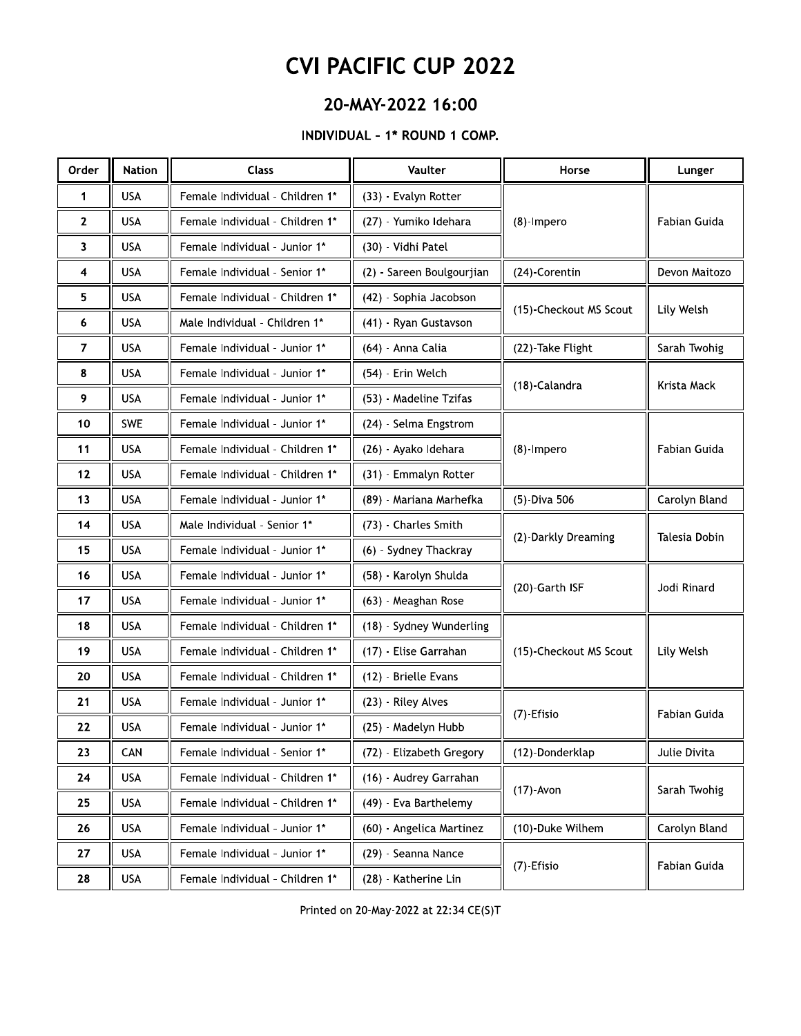# CVI PACIFIC CUP 2022

## 20-MAY-2022 16:00

### INDIVIDUAL – 1* ROUND 1 COMP.

| Order | Nation | Class | Vaulter | Horse | Lunger |
|---|---|---|---|---|---|
| 1 | USA | Female Individual - Children 1* | (33) - Evalyn Rotter | (8)-Impero | Fabian Guida |
| 2 | USA | Female Individual - Children 1* | (27) - Yumiko Idehara | | |
| 3 | USA | Female Individual - Junior 1* | (30) - Vidhi Patel | | |
| 4 | USA | Female Individual - Senior 1* | (2) - Sareen Boulgourjian | (24)-Corentin | Devon Maitozo |
| 5 | USA | Female Individual - Children 1* | (42) - Sophia Jacobson | (15)-Checkout MS Scout | Lily Welsh |
| 6 | USA | Male Individual - Children 1* | (41) - Ryan Gustavson | | |
| 7 | USA | Female Individual - Junior 1* | (64) - Anna Calia | (22)-Take Flight | Sarah Twohig |
| 8 | USA | Female Individual - Junior 1* | (54) - Erin Welch | (18)-Calandra | Krista Mack |
| 9 | USA | Female Individual - Junior 1* | (53) - Madeline Tzifas | | |
| 10 | SWE | Female Individual - Junior 1* | (24) - Selma Engstrom | (8)-Impero | Fabian Guida |
| 11 | USA | Female Individual - Children 1* | (26) - Ayako Idehara | | |
| 12 | USA | Female Individual - Children 1* | (31) - Emmalyn Rotter | | |
| 13 | USA | Female Individual - Junior 1* | (89) - Mariana Marhefka | (5)-Diva 506 | Carolyn Bland |
| 14 | USA | Male Individual - Senior 1* | (73) - Charles Smith | (2)-Darkly Dreaming | Talesia Dobin |
| 15 | USA | Female Individual - Junior 1* | (6) - Sydney Thackray | | |
| 16 | USA | Female Individual - Junior 1* | (58) - Karolyn Shulda | (20)-Garth ISF | Jodi Rinard |
| 17 | USA | Female Individual - Junior 1* | (63) - Meaghan Rose | | |
| 18 | USA | Female Individual - Children 1* | (18) - Sydney Wunderling | (15)-Checkout MS Scout | Lily Welsh |
| 19 | USA | Female Individual - Children 1* | (17) - Elise Garrahan | | |
| 20 | USA | Female Individual - Children 1* | (12) - Brielle Evans | | |
| 21 | USA | Female Individual - Junior 1* | (23) - Riley Alves | (7)-Efisio | Fabian Guida |
| 22 | USA | Female Individual - Junior 1* | (25) - Madelyn Hubb | | |
| 23 | CAN | Female Individual - Senior 1* | (72) - Elizabeth Gregory | (12)-Donderklap | Julie Divita |
| 24 | USA | Female Individual - Children 1* | (16) - Audrey Garrahan | (17)-Avon | Sarah Twohig |
| 25 | USA | Female Individual - Children 1* | (49) - Eva Barthelemy | | |
| 26 | USA | Female Individual - Junior 1* | (60) - Angelica Martinez | (10)-Duke Wilhem | Carolyn Bland |
| 27 | USA | Female Individual - Junior 1* | (29) - Seanna Nance | (7)-Efisio | Fabian Guida |
| 28 | USA | Female Individual - Children 1* | (28) - Katherine Lin | | |

Printed on 20-May-2022 at 22:34 CE(S)T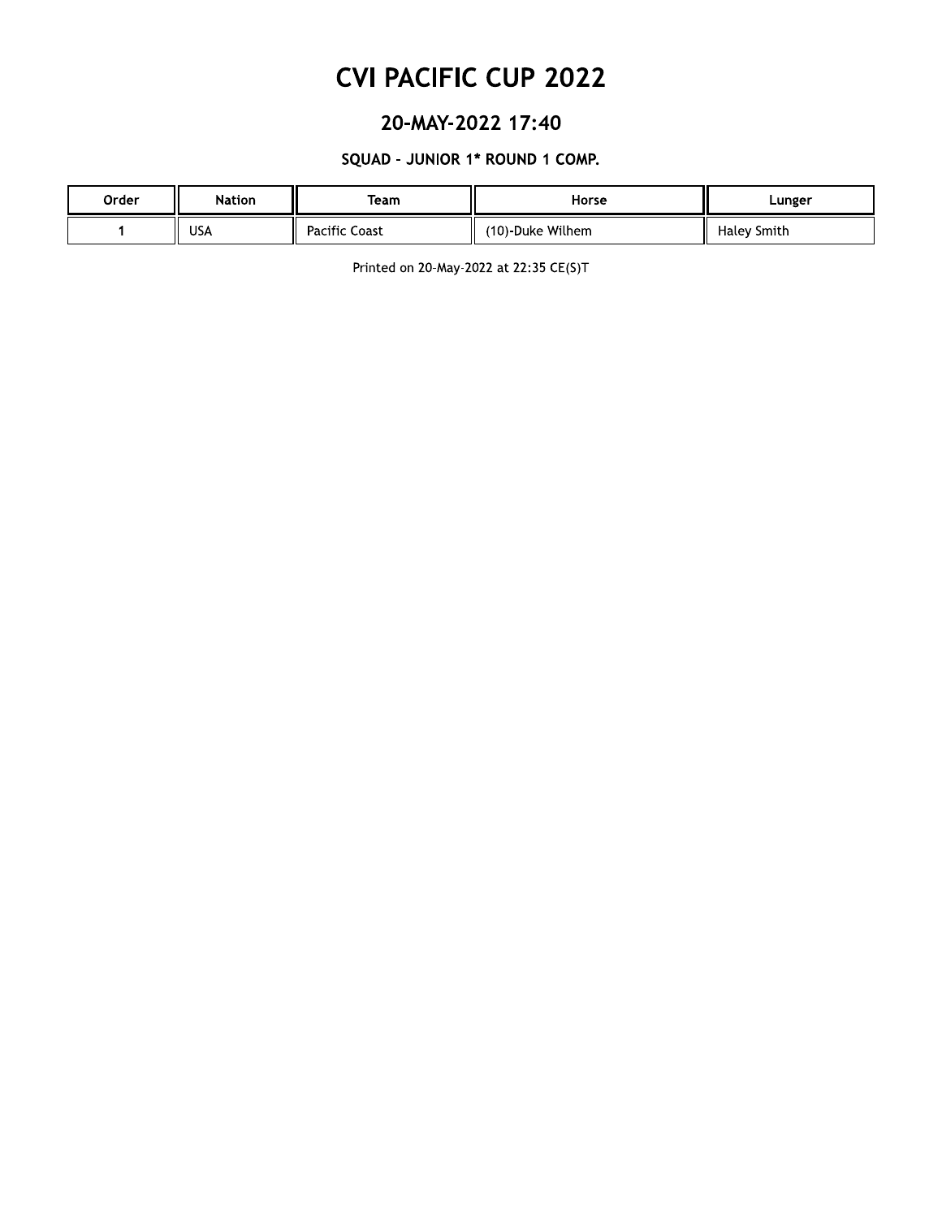# CVI PACIFIC CUP 2022

## 20-MAY-2022 17:40

### SQUAD - JUNIOR 1* ROUND 1 COMP.

| Order | Nation | Team | Horse | Lunger |
|---|---|---|---|---|
| 1 | USA | Pacific Coast | (10)-Duke Wilhem | Haley Smith |

Printed on 20-May-2022 at 22:35 CE(S)T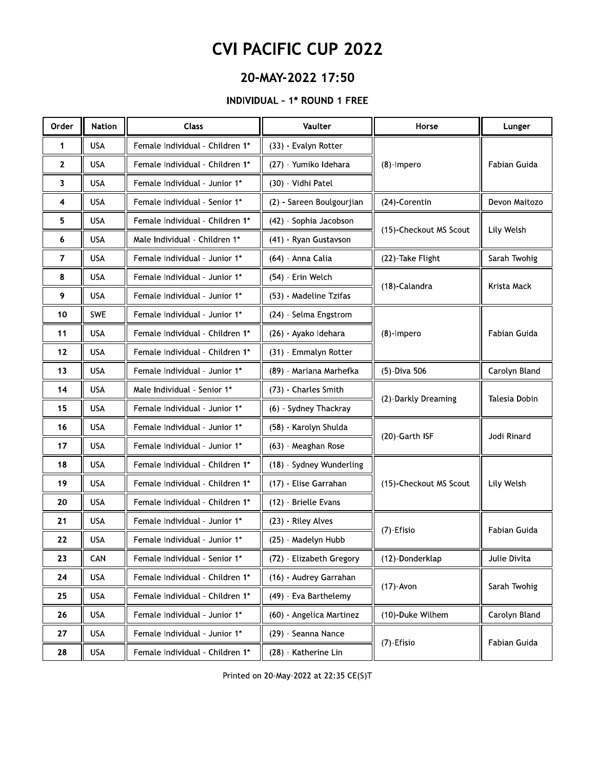# CVI PACIFIC CUP 2022

## 20-MAY-2022 17:50

### INDIVIDUAL – 1* ROUND 1 FREE

| Order | Nation | Class | Vaulter | Horse | Lunger |
|---|---|---|---|---|---|
| 1 | USA | Female Individual - Children 1* | (33) - Evalyn Rotter | (8)-Impero | Fabian Guida |
| 2 | USA | Female Individual - Children 1* | (27) - Yumiko Idehara | | |
| 3 | USA | Female Individual - Junior 1* | (30) - Vidhi Patel | | |
| 4 | USA | Female Individual - Senior 1* | (2) - Sareen Boulgourjian | (24)-Corentin | Devon Maitozo |
| 5 | USA | Female Individual - Children 1* | (42) - Sophia Jacobson | (15)-Checkout MS Scout | Lily Welsh |
| 6 | USA | Male Individual - Children 1* | (41) - Ryan Gustavson | | |
| 7 | USA | Female Individual - Junior 1* | (64) - Anna Calia | (22)-Take Flight | Sarah Twohig |
| 8 | USA | Female Individual - Junior 1* | (54) - Erin Welch | (18)-Calandra | Krista Mack |
| 9 | USA | Female Individual - Junior 1* | (53) - Madeline Tzifas | | |
| 10 | SWE | Female Individual - Junior 1* | (24) - Selma Engstrom | (8)-Impero | Fabian Guida |
| 11 | USA | Female Individual - Children 1* | (26) - Ayako Idehara | | |
| 12 | USA | Female Individual - Children 1* | (31) - Emmalyn Rotter | | |
| 13 | USA | Female Individual - Junior 1* | (89) - Mariana Marhefka | (5)-Diva 506 | Carolyn Bland |
| 14 | USA | Male Individual - Senior 1* | (73) - Charles Smith | (2)-Darkly Dreaming | Talesia Dobin |
| 15 | USA | Female Individual - Junior 1* | (6) - Sydney Thackray | | |
| 16 | USA | Female Individual - Junior 1* | (58) - Karolyn Shulda | (20)-Garth ISF | Jodi Rinard |
| 17 | USA | Female Individual - Junior 1* | (63) - Meaghan Rose | | |
| 18 | USA | Female Individual - Children 1* | (18) - Sydney Wunderling | (15)-Checkout MS Scout | Lily Welsh |
| 19 | USA | Female Individual - Children 1* | (17) - Elise Garrahan | | |
| 20 | USA | Female Individual - Children 1* | (12) - Brielle Evans | | |
| 21 | USA | Female Individual - Junior 1* | (23) - Riley Alves | (7)-Efisio | Fabian Guida |
| 22 | USA | Female Individual - Junior 1* | (25) - Madelyn Hubb | | |
| 23 | CAN | Female Individual - Senior 1* | (72) - Elizabeth Gregory | (12)-Donderklap | Julie Divita |
| 24 | USA | Female Individual - Children 1* | (16) - Audrey Garrahan | (17)-Avon | Sarah Twohig |
| 25 | USA | Female Individual - Children 1* | (49) - Eva Barthelemy | | |
| 26 | USA | Female Individual - Junior 1* | (60) - Angelica Martinez | (10)-Duke Wilhem | Carolyn Bland |
| 27 | USA | Female Individual - Junior 1* | (29) - Seanna Nance | (7)-Efisio | Fabian Guida |
| 28 | USA | Female Individual - Children 1* | (28) - Katherine Lin | | |

Printed on 20-May-2022 at 22:35 CE(S)T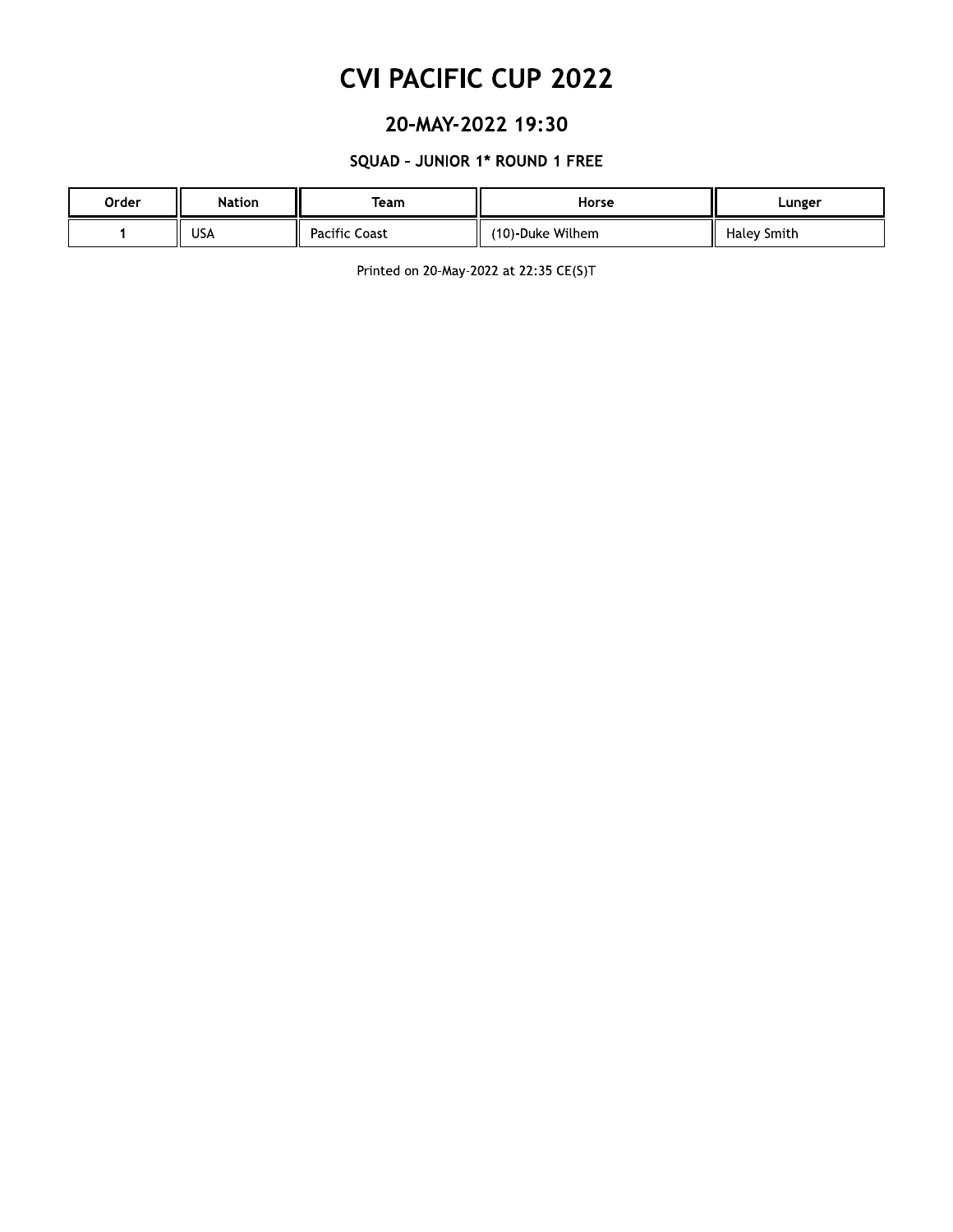# CVI PACIFIC CUP 2022

## 20-MAY-2022 19:30

### SQUAD – JUNIOR 1* ROUND 1 FREE

| Order | Nation | Team | Horse | Lunger |
|---|---|---|---|---|
| 1 | USA | Pacific Coast | (10)-Duke Wilhem | Haley Smith |

Printed on 20-May-2022 at 22:35 CE(S)T